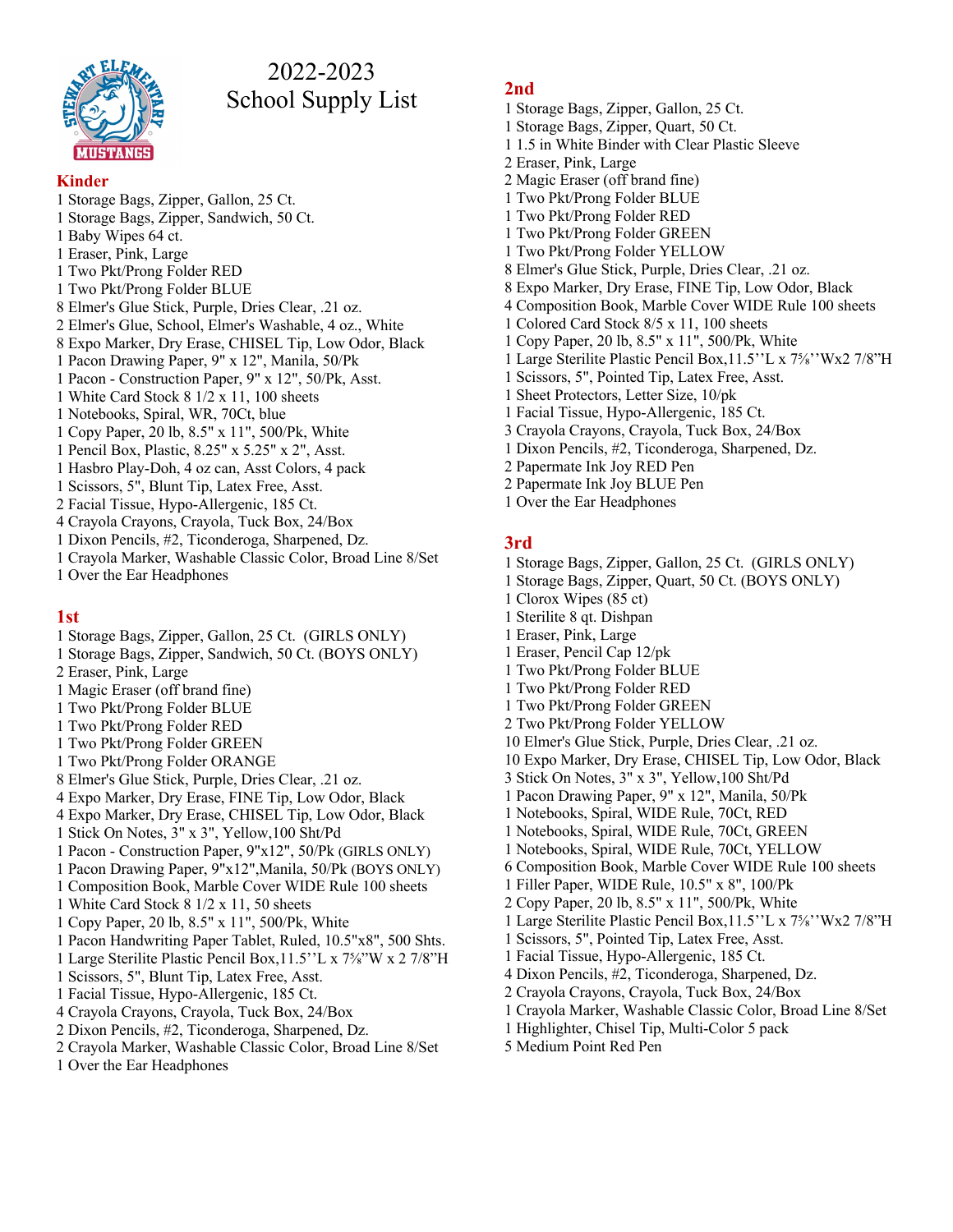# 2022-2023 School Supply List

## Kinder

1 Storage Bags, Zipper, Gallon, 25 Ct.
1 Storage Bags, Zipper, Sandwich, 50 Ct.
1 Baby Wipes 64 ct.
1 Eraser, Pink, Large
1 Two Pkt/Prong Folder RED
1 Two Pkt/Prong Folder BLUE
8 Elmer's Glue Stick, Purple, Dries Clear, .21 oz.
2 Elmer's Glue, School, Elmer's Washable, 4 oz., White
8 Expo Marker, Dry Erase, CHISEL Tip, Low Odor, Black
1 Pacon Drawing Paper, 9" x 12", Manila, 50/Pk
1 Pacon - Construction Paper, 9" x 12", 50/Pk, Asst.
1 White Card Stock 8 1/2 x 11, 100 sheets
1 Notebooks, Spiral, WR, 70Ct, blue
1 Copy Paper, 20 lb, 8.5" x 11", 500/Pk, White
1 Pencil Box, Plastic, 8.25" x 5.25" x 2", Asst.
1 Hasbro Play-Doh, 4 oz can, Asst Colors, 4 pack
1 Scissors, 5", Blunt Tip, Latex Free, Asst.
2 Facial Tissue, Hypo-Allergenic, 185 Ct.
4 Crayola Crayons, Crayola, Tuck Box, 24/Box
1 Dixon Pencils, #2, Ticonderoga, Sharpened, Dz.
1 Crayola Marker, Washable Classic Color, Broad Line 8/Set
1 Over the Ear Headphones

## 1st

1 Storage Bags, Zipper, Gallon, 25 Ct. (GIRLS ONLY)
1 Storage Bags, Zipper, Sandwich, 50 Ct. (BOYS ONLY)
2 Eraser, Pink, Large
1 Magic Eraser (off brand fine)
1 Two Pkt/Prong Folder BLUE
1 Two Pkt/Prong Folder RED
1 Two Pkt/Prong Folder GREEN
1 Two Pkt/Prong Folder ORANGE
8 Elmer's Glue Stick, Purple, Dries Clear, .21 oz.
4 Expo Marker, Dry Erase, FINE Tip, Low Odor, Black
4 Expo Marker, Dry Erase, CHISEL Tip, Low Odor, Black
1 Stick On Notes, 3" x 3", Yellow,100 Sht/Pd
1 Pacon - Construction Paper, 9"x12", 50/Pk (GIRLS ONLY)
1 Pacon Drawing Paper, 9"x12",Manila, 50/Pk (BOYS ONLY)
1 Composition Book, Marble Cover WIDE Rule 100 sheets
1 White Card Stock 8 1/2 x 11, 50 sheets
1 Copy Paper, 20 lb, 8.5" x 11", 500/Pk, White
1 Pacon Handwriting Paper Tablet, Ruled, 10.5"x8", 500 Shts.
1 Large Sterilite Plastic Pencil Box,11.5''L x 7⅝"W x 2 7/8"H
1 Scissors, 5", Blunt Tip, Latex Free, Asst.
1 Facial Tissue, Hypo-Allergenic, 185 Ct.
4 Crayola Crayons, Crayola, Tuck Box, 24/Box
2 Dixon Pencils, #2, Ticonderoga, Sharpened, Dz.
2 Crayola Marker, Washable Classic Color, Broad Line 8/Set
1 Over the Ear Headphones

## 2nd

1 Storage Bags, Zipper, Gallon, 25 Ct.
1 Storage Bags, Zipper, Quart, 50 Ct.
1 1.5 in White Binder with Clear Plastic Sleeve
2 Eraser, Pink, Large
2 Magic Eraser (off brand fine)
1 Two Pkt/Prong Folder BLUE
1 Two Pkt/Prong Folder RED
1 Two Pkt/Prong Folder GREEN
1 Two Pkt/Prong Folder YELLOW
8 Elmer's Glue Stick, Purple, Dries Clear, .21 oz.
8 Expo Marker, Dry Erase, FINE Tip, Low Odor, Black
4 Composition Book, Marble Cover WIDE Rule 100 sheets
1 Colored Card Stock 8/5 x 11, 100 sheets
1 Copy Paper, 20 lb, 8.5" x 11", 500/Pk, White
1 Large Sterilite Plastic Pencil Box,11.5''L x 7⅝''Wx2 7/8"H
1 Scissors, 5", Pointed Tip, Latex Free, Asst.
1 Sheet Protectors, Letter Size, 10/pk
1 Facial Tissue, Hypo-Allergenic, 185 Ct.
3 Crayola Crayons, Crayola, Tuck Box, 24/Box
1 Dixon Pencils, #2, Ticonderoga, Sharpened, Dz.
2 Papermate Ink Joy RED Pen
2 Papermate Ink Joy BLUE Pen
1 Over the Ear Headphones

## 3rd

1 Storage Bags, Zipper, Gallon, 25 Ct. (GIRLS ONLY)
1 Storage Bags, Zipper, Quart, 50 Ct. (BOYS ONLY)
1 Clorox Wipes (85 ct)
1 Sterilite 8 qt. Dishpan
1 Eraser, Pink, Large
1 Eraser, Pencil Cap 12/pk
1 Two Pkt/Prong Folder BLUE
1 Two Pkt/Prong Folder RED
1 Two Pkt/Prong Folder GREEN
2 Two Pkt/Prong Folder YELLOW
10 Elmer's Glue Stick, Purple, Dries Clear, .21 oz.
10 Expo Marker, Dry Erase, CHISEL Tip, Low Odor, Black
3 Stick On Notes, 3" x 3", Yellow,100 Sht/Pd
1 Pacon Drawing Paper, 9" x 12", Manila, 50/Pk
1 Notebooks, Spiral, WIDE Rule, 70Ct, RED
1 Notebooks, Spiral, WIDE Rule, 70Ct, GREEN
1 Notebooks, Spiral, WIDE Rule, 70Ct, YELLOW
6 Composition Book, Marble Cover WIDE Rule 100 sheets
1 Filler Paper, WIDE Rule, 10.5" x 8", 100/Pk
2 Copy Paper, 20 lb, 8.5" x 11", 500/Pk, White
1 Large Sterilite Plastic Pencil Box,11.5''L x 7⅝''Wx2 7/8"H
1 Scissors, 5", Pointed Tip, Latex Free, Asst.
1 Facial Tissue, Hypo-Allergenic, 185 Ct.
4 Dixon Pencils, #2, Ticonderoga, Sharpened, Dz.
2 Crayola Crayons, Crayola, Tuck Box, 24/Box
1 Crayola Marker, Washable Classic Color, Broad Line 8/Set
1 Highlighter, Chisel Tip, Multi-Color 5 pack
5 Medium Point Red Pen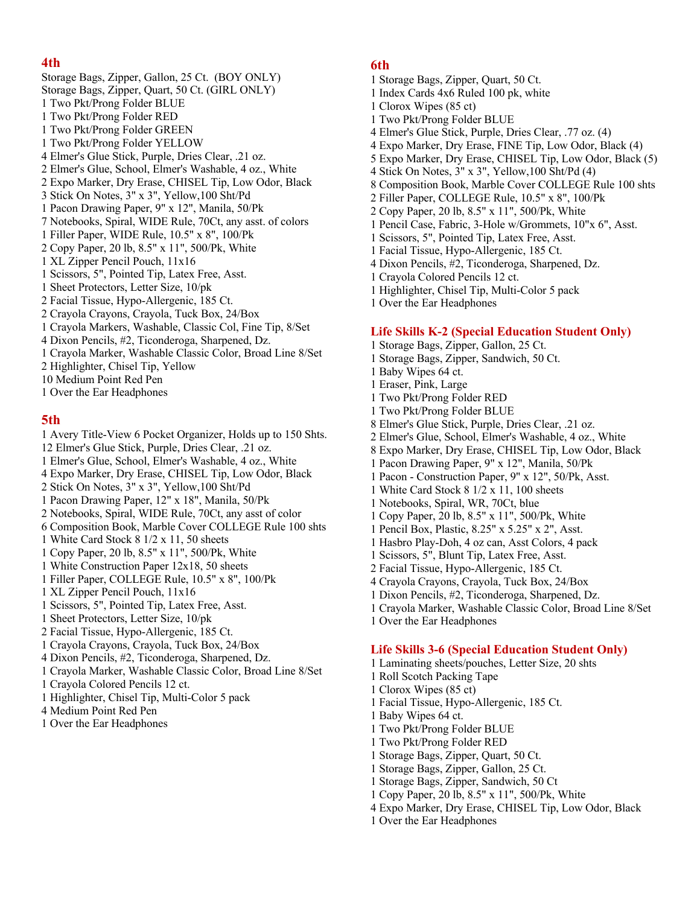## 4th

Storage Bags, Zipper, Gallon, 25 Ct. (BOY ONLY)
Storage Bags, Zipper, Quart, 50 Ct. (GIRL ONLY)
1 Two Pkt/Prong Folder BLUE
1 Two Pkt/Prong Folder RED
1 Two Pkt/Prong Folder GREEN
1 Two Pkt/Prong Folder YELLOW
4 Elmer's Glue Stick, Purple, Dries Clear, .21 oz.
2 Elmer's Glue, School, Elmer's Washable, 4 oz., White
2 Expo Marker, Dry Erase, CHISEL Tip, Low Odor, Black
3 Stick On Notes, 3" x 3", Yellow,100 Sht/Pd
1 Pacon Drawing Paper, 9" x 12", Manila, 50/Pk
7 Notebooks, Spiral, WIDE Rule, 70Ct, any asst. of colors
1 Filler Paper, WIDE Rule, 10.5" x 8", 100/Pk
2 Copy Paper, 20 lb, 8.5" x 11", 500/Pk, White
1 XL Zipper Pencil Pouch, 11x16
1 Scissors, 5", Pointed Tip, Latex Free, Asst.
1 Sheet Protectors, Letter Size, 10/pk
2 Facial Tissue, Hypo-Allergenic, 185 Ct.
2 Crayola Crayons, Crayola, Tuck Box, 24/Box
1 Crayola Markers, Washable, Classic Col, Fine Tip, 8/Set
4 Dixon Pencils, #2, Ticonderoga, Sharpened, Dz.
1 Crayola Marker, Washable Classic Color, Broad Line 8/Set
2 Highlighter, Chisel Tip, Yellow
10 Medium Point Red Pen
1 Over the Ear Headphones

## 5th

1 Avery Title-View 6 Pocket Organizer, Holds up to 150 Shts.
12 Elmer's Glue Stick, Purple, Dries Clear, .21 oz.
1 Elmer's Glue, School, Elmer's Washable, 4 oz., White
4 Expo Marker, Dry Erase, CHISEL Tip, Low Odor, Black
2 Stick On Notes, 3" x 3", Yellow,100 Sht/Pd
1 Pacon Drawing Paper, 12" x 18", Manila, 50/Pk
2 Notebooks, Spiral, WIDE Rule, 70Ct, any asst of color
6 Composition Book, Marble Cover COLLEGE Rule 100 shts
1 White Card Stock 8 1/2 x 11, 50 sheets
1 Copy Paper, 20 lb, 8.5" x 11", 500/Pk, White
1 White Construction Paper 12x18, 50 sheets
1 Filler Paper, COLLEGE Rule, 10.5" x 8", 100/Pk
1 XL Zipper Pencil Pouch, 11x16
1 Scissors, 5", Pointed Tip, Latex Free, Asst.
1 Sheet Protectors, Letter Size, 10/pk
2 Facial Tissue, Hypo-Allergenic, 185 Ct.
1 Crayola Crayons, Crayola, Tuck Box, 24/Box
4 Dixon Pencils, #2, Ticonderoga, Sharpened, Dz.
1 Crayola Marker, Washable Classic Color, Broad Line 8/Set
1 Crayola Colored Pencils 12 ct.
1 Highlighter, Chisel Tip, Multi-Color 5 pack
4 Medium Point Red Pen
1 Over the Ear Headphones

## 6th

1 Storage Bags, Zipper, Quart, 50 Ct.
1 Index Cards 4x6 Ruled 100 pk, white
1 Clorox Wipes (85 ct)
1 Two Pkt/Prong Folder BLUE
4 Elmer's Glue Stick, Purple, Dries Clear, .77 oz. (4)
4 Expo Marker, Dry Erase, FINE Tip, Low Odor, Black (4)
5 Expo Marker, Dry Erase, CHISEL Tip, Low Odor, Black (5)
4 Stick On Notes, 3" x 3", Yellow,100 Sht/Pd (4)
8 Composition Book, Marble Cover COLLEGE Rule 100 shts
2 Filler Paper, COLLEGE Rule, 10.5" x 8", 100/Pk
2 Copy Paper, 20 lb, 8.5" x 11", 500/Pk, White
1 Pencil Case, Fabric, 3-Hole w/Grommets, 10"x 6", Asst.
1 Scissors, 5", Pointed Tip, Latex Free, Asst.
1 Facial Tissue, Hypo-Allergenic, 185 Ct.
4 Dixon Pencils, #2, Ticonderoga, Sharpened, Dz.
1 Crayola Colored Pencils 12 ct.
1 Highlighter, Chisel Tip, Multi-Color 5 pack
1 Over the Ear Headphones

## Life Skills K-2 (Special Education Student Only)

1 Storage Bags, Zipper, Gallon, 25 Ct.
1 Storage Bags, Zipper, Sandwich, 50 Ct.
1 Baby Wipes 64 ct.
1 Eraser, Pink, Large
1 Two Pkt/Prong Folder RED
1 Two Pkt/Prong Folder BLUE
8 Elmer's Glue Stick, Purple, Dries Clear, .21 oz.
2 Elmer's Glue, School, Elmer's Washable, 4 oz., White
8 Expo Marker, Dry Erase, CHISEL Tip, Low Odor, Black
1 Pacon Drawing Paper, 9" x 12", Manila, 50/Pk
1 Pacon - Construction Paper, 9" x 12", 50/Pk, Asst.
1 White Card Stock 8 1/2 x 11, 100 sheets
1 Notebooks, Spiral, WR, 70Ct, blue
1 Copy Paper, 20 lb, 8.5" x 11", 500/Pk, White
1 Pencil Box, Plastic, 8.25" x 5.25" x 2", Asst.
1 Hasbro Play-Doh, 4 oz can, Asst Colors, 4 pack
1 Scissors, 5", Blunt Tip, Latex Free, Asst.
2 Facial Tissue, Hypo-Allergenic, 185 Ct.
4 Crayola Crayons, Crayola, Tuck Box, 24/Box
1 Dixon Pencils, #2, Ticonderoga, Sharpened, Dz.
1 Crayola Marker, Washable Classic Color, Broad Line 8/Set
1 Over the Ear Headphones

## Life Skills 3-6 (Special Education Student Only)

1 Laminating sheets/pouches, Letter Size, 20 shts
1 Roll Scotch Packing Tape
1 Clorox Wipes (85 ct)
1 Facial Tissue, Hypo-Allergenic, 185 Ct.
1 Baby Wipes 64 ct.
1 Two Pkt/Prong Folder BLUE
1 Two Pkt/Prong Folder RED
1 Storage Bags, Zipper, Quart, 50 Ct.
1 Storage Bags, Zipper, Gallon, 25 Ct.
1 Storage Bags, Zipper, Sandwich, 50 Ct
1 Copy Paper, 20 lb, 8.5" x 11", 500/Pk, White
4 Expo Marker, Dry Erase, CHISEL Tip, Low Odor, Black
1 Over the Ear Headphones